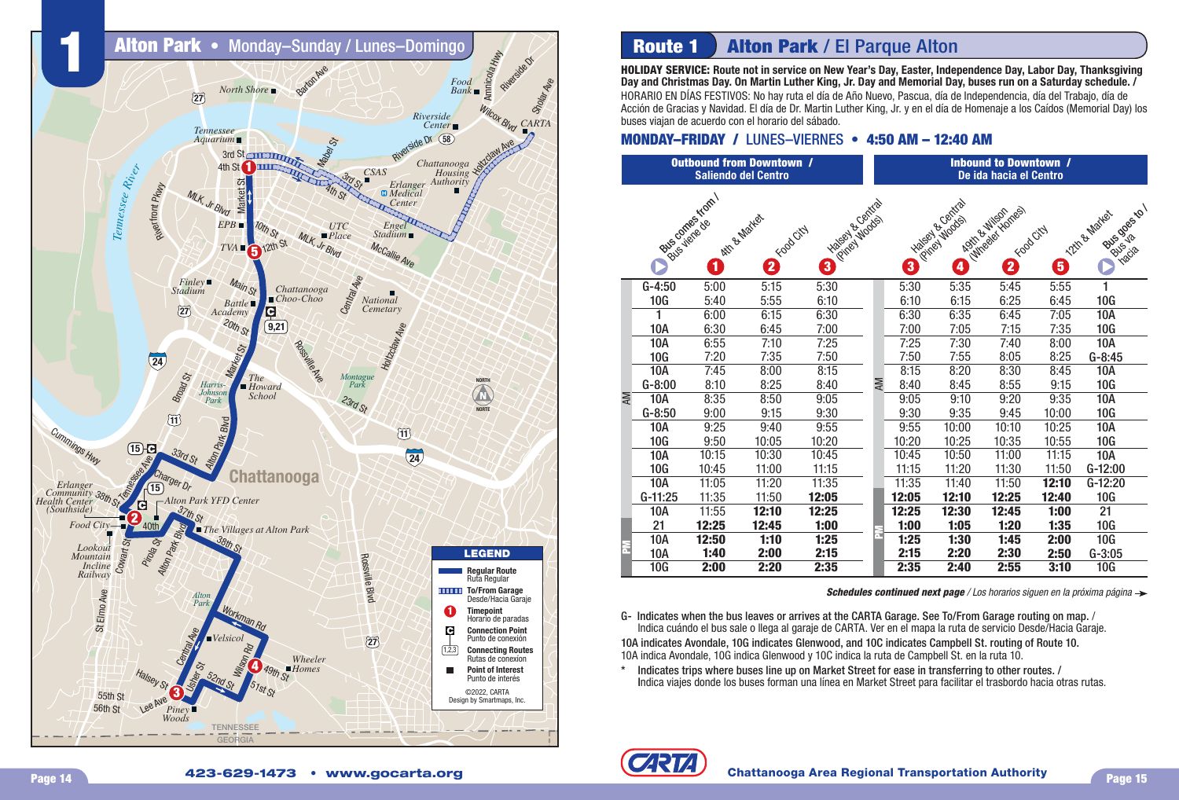# 1 Alton Park • Monday–Sunday / Lunes–Domingo

**LEGEND**

- Regular Route / Ruta Regular
- To/From Garage / Desde/Hacia Garaje
- Timepoint / Horario de paradas
- Connection Point / Punto de conexión
- Connecting Routes / Rutas de conexion
- Point of Interest / Punto de interés

©2022, CARTA
Design by Smartmaps, Inc.

# Route 1 Alton Park / El Parque Alton

**HOLIDAY SERVICE: Route not in service on New Year's Day, Easter, Independence Day, Labor Day, Thanksgiving Day and Christmas Day. On Martin Luther King, Jr. Day and Memorial Day, buses run on a Saturday schedule. /**
HORARIO EN DÍAS FESTIVOS: No hay ruta el día de Año Nuevo, Pascua, día de Independencia, día del Trabajo, día de Acción de Gracias y Navidad. El día de Dr. Martin Luther King, Jr. y en el día de Homenaje a los Caídos (Memorial Day) los buses viajan de acuerdo con el horario del sábado.

## MONDAY–FRIDAY / LUNES–VIERNES • 4:50 AM – 12:40 AM

| | Outbound from Downtown / Saliendo del Centro | | | | Inbound to Downtown / De ida hacia el Centro | | | | | |
|---|---|---|---|---|---|---|---|---|---|---|
| | Bus comes from / Bus viene de | 1 4th & Market | 2 Food City | 3 Halsey & Central (Piney Woods) | 3 Halsey & Central (Piney Woods) | 4 49th & Wilson (Wheeler Homes) | 2 Food City | 5 12th & Market | Bus goes to / Bus va hacia |
| AM | G-4:50 | 5:00 | 5:15 | 5:30 | 5:30 | 5:35 | 5:45 | 5:55 | 1 |
| AM | 10G | 5:40 | 5:55 | 6:10 | 6:10 | 6:15 | 6:25 | 6:45 | 10G |
| AM | 1 | 6:00 | 6:15 | 6:30 | 6:30 | 6:35 | 6:45 | 7:05 | 10A |
| AM | 10A | 6:30 | 6:45 | 7:00 | 7:00 | 7:05 | 7:15 | 7:35 | 10G |
| AM | 10A | 6:55 | 7:10 | 7:25 | 7:25 | 7:30 | 7:40 | 8:00 | 10A |
| AM | 10G | 7:20 | 7:35 | 7:50 | 7:50 | 7:55 | 8:05 | 8:25 | G-8:45 |
| AM | 10A | 7:45 | 8:00 | 8:15 | 8:15 | 8:20 | 8:30 | 8:45 | 10A |
| AM | G-8:00 | 8:10 | 8:25 | 8:40 | 8:40 | 8:45 | 8:55 | 9:15 | 10G |
| AM | 10A | 8:35 | 8:50 | 9:05 | 9:05 | 9:10 | 9:20 | 9:35 | 10A |
| AM | G-8:50 | 9:00 | 9:15 | 9:30 | 9:30 | 9:35 | 9:45 | 10:00 | 10G |
| AM | 10A | 9:25 | 9:40 | 9:55 | 9:55 | 10:00 | 10:10 | 10:25 | 10A |
| AM | 10G | 9:50 | 10:05 | 10:20 | 10:20 | 10:25 | 10:35 | 10:55 | 10G |
| AM | 10A | 10:15 | 10:30 | 10:45 | 10:45 | 10:50 | 11:00 | 11:15 | 10A |
| AM | 10G | 10:45 | 11:00 | 11:15 | 11:15 | 11:20 | 11:30 | 11:50 | G-12:00 |
| AM | 10A | 11:05 | 11:20 | 11:35 | 11:35 | 11:40 | 11:50 | **12:10** | G-12:20 |
| AM | G-11:25 | 11:35 | 11:50 | **12:05** | **12:05** | **12:10** | **12:25** | **12:40** | 10G |
| PM | 10A | 11:55 | **12:10** | **12:25** | **12:25** | **12:30** | **12:45** | **1:00** | 21 |
| PM | 21 | **12:25** | **12:45** | **1:00** | **1:00** | **1:05** | **1:20** | **1:35** | 10G |
| PM | 10A | **12:50** | **1:10** | **1:25** | **1:25** | **1:30** | **1:45** | **2:00** | 10G |
| PM | 10A | **1:40** | **2:00** | **2:15** | **2:15** | **2:20** | **2:30** | **2:50** | G-3:05 |
| PM | 10G | **2:00** | **2:20** | **2:35** | **2:35** | **2:40** | **2:55** | **3:10** | 10G |

***Schedules continued next page*** / *Los horarios siguen en la próxima página* →

G- Indicates when the bus leaves or arrives at the CARTA Garage. See To/From Garage routing on map. /
Indica cuándo el bus sale o llega al garaje de CARTA. Ver en el mapa la ruta de servicio Desde/Hacia Garaje.

10A indicates Avondale, 10G indicates Glenwood, and 10C indicates Campbell St. routing of Route 10.
10A indica Avondale, 10G indica Glenwood y 10C indica la ruta de Campbell St. en la ruta 10.

\* Indicates trips where buses line up on Market Street for ease in transferring to other routes. /
Indica viajes donde los buses forman una línea en Market Street para facilitar el trasbordo hacia otras rutas.

423-629-1473 • www.gocarta.org

Chattanooga Area Regional Transportation Authority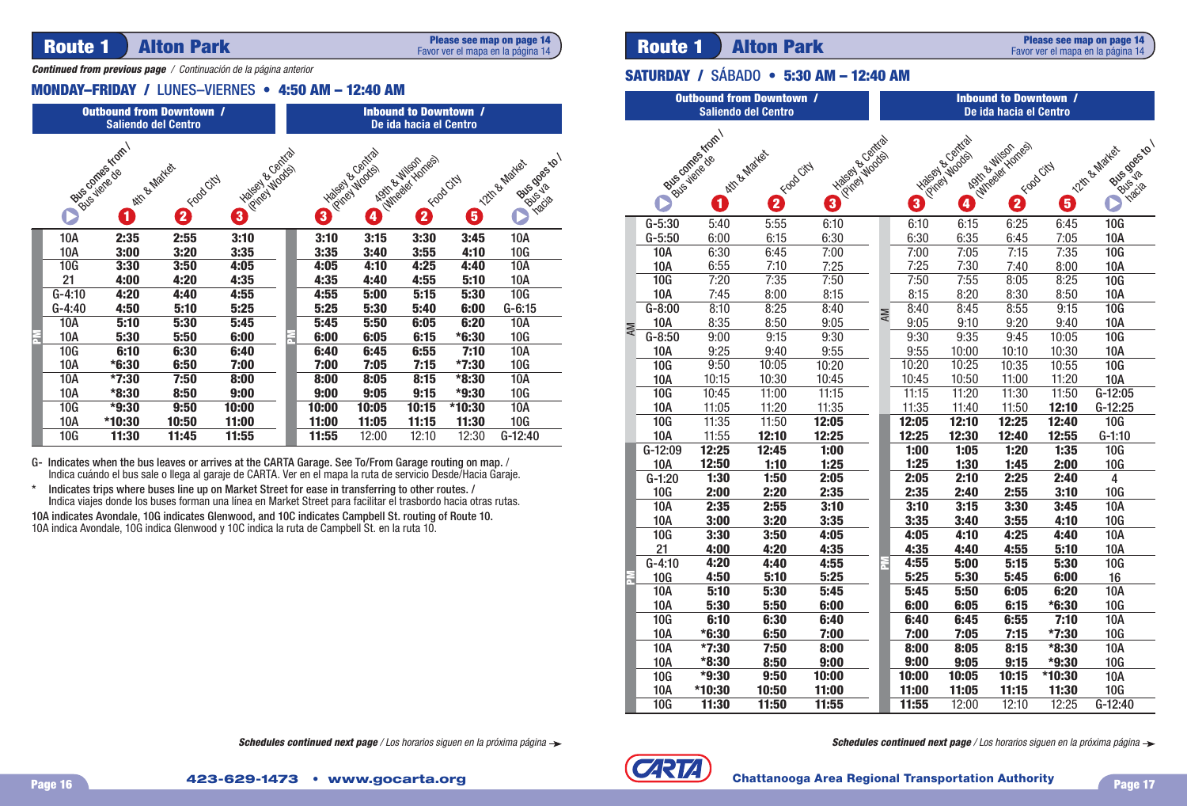## Route 1 Alton Park

Please see map on page 14
Favor ver el mapa en la página 14

*Continued from previous page* / *Continuación de la página anterior*

### MONDAY–FRIDAY / LUNES–VIERNES • 4:50 AM – 12:40 AM

| | Outbound from Downtown / Saliendo del Centro | | | | Inbound to Downtown / De ida hacia el Centro | | | | |
|---|---|---|---|---|---|---|---|---|---|
| | Bus comes from / Bus viene de | 4th & Market (1) | Food City (2) | Halsey & Central (Piney Woods) (3) | Halsey & Central (Piney Woods) (3) | 49th & Wilson (Wheeler Homes) (4) | Food City (2) | 12th & Market (5) | Bus goes to / Bus va hacia |
| PM | 10A | 2:35 | 2:55 | 3:10 | 3:10 | 3:15 | 3:30 | 3:45 | 10A |
| PM | 10A | 3:00 | 3:20 | 3:35 | 3:35 | 3:40 | 3:55 | 4:10 | 10G |
| PM | 10G | 3:30 | 3:50 | 4:05 | 4:05 | 4:10 | 4:25 | 4:40 | 10A |
| PM | 21 | 4:00 | 4:20 | 4:35 | 4:35 | 4:40 | 4:55 | 5:10 | 10A |
| PM | G-4:10 | 4:20 | 4:40 | 4:55 | 4:55 | 5:00 | 5:15 | 5:30 | 10G |
| PM | G-4:40 | 4:50 | 5:10 | 5:25 | 5:25 | 5:30 | 5:40 | 6:00 | G-6:15 |
| PM | 10A | 5:10 | 5:30 | 5:45 | 5:45 | 5:50 | 6:05 | 6:20 | 10A |
| PM | 10A | 5:30 | 5:50 | 6:00 | 6:00 | 6:05 | 6:15 | *6:30 | 10G |
| PM | 10G | 6:10 | 6:30 | 6:40 | 6:40 | 6:45 | 6:55 | 7:10 | 10A |
| PM | 10A | *6:30 | 6:50 | 7:00 | 7:00 | 7:05 | 7:15 | *7:30 | 10G |
| PM | 10A | *7:30 | 7:50 | 8:00 | 8:00 | 8:05 | 8:15 | *8:30 | 10A |
| PM | 10A | *8:30 | 8:50 | 9:00 | 9:00 | 9:05 | 9:15 | *9:30 | 10G |
| PM | 10G | *9:30 | 9:50 | 10:00 | 10:00 | 10:05 | 10:15 | *10:30 | 10A |
| PM | 10A | *10:30 | 10:50 | 11:00 | 11:00 | 11:05 | 11:15 | 11:30 | 10G |
| PM | 10G | 11:30 | 11:45 | 11:55 | 11:55 | 12:00 | 12:10 | 12:30 | G-12:40 |

G- Indicates when the bus leaves or arrives at the CARTA Garage. See To/From Garage routing on map. / Indica cuándo el bus sale o llega al garaje de CARTA. Ver en el mapa la ruta de servicio Desde/Hacia Garaje.

\* Indicates trips where buses line up on Market Street for ease in transferring to other routes. / Indica viajes donde los buses forman una línea en Market Street para facilitar el trasbordo hacia otras rutas.

**10A indicates Avondale, 10G indicates Glenwood, and 10C indicates Campbell St. routing of Route 10.**
10A indica Avondale, 10G indica Glenwood y 10C indica la ruta de Campbell St. en la ruta 10.

***Schedules continued next page*** / *Los horarios siguen en la próxima página* →

## Route 1 Alton Park

Please see map on page 14
Favor ver el mapa en la página 14

### SATURDAY / SÁBADO • 5:30 AM – 12:40 AM

| | Outbound from Downtown / Saliendo del Centro | | | | Inbound to Downtown / De ida hacia el Centro | | | | |
|---|---|---|---|---|---|---|---|---|---|
| | Bus comes from / Bus viene de | 4th & Market (1) | Food City (2) | Halsey & Central (Piney Woods) (3) | Halsey & Central (Piney Woods) (3) | 49th & Wilson (Wheeler Homes) (4) | Food City (2) | 12th & Market (5) | Bus goes to / Bus va hacia |
| AM | G-5:30 | 5:40 | 5:55 | 6:10 | 6:10 | 6:15 | 6:25 | 6:45 | 10G |
| AM | G-5:50 | 6:00 | 6:15 | 6:30 | 6:30 | 6:35 | 6:45 | 7:05 | 10A |
| AM | 10A | 6:30 | 6:45 | 7:00 | 7:00 | 7:05 | 7:15 | 7:35 | 10G |
| AM | 10A | 6:55 | 7:10 | 7:25 | 7:25 | 7:30 | 7:40 | 8:00 | 10A |
| AM | 10G | 7:20 | 7:35 | 7:50 | 7:50 | 7:55 | 8:05 | 8:25 | 10G |
| AM | 10A | 7:45 | 8:00 | 8:15 | 8:15 | 8:20 | 8:30 | 8:50 | 10A |
| AM | G-8:00 | 8:10 | 8:25 | 8:40 | 8:40 | 8:45 | 8:55 | 9:15 | 10G |
| AM | 10A | 8:35 | 8:50 | 9:05 | 9:05 | 9:10 | 9:20 | 9:40 | 10A |
| AM | G-8:50 | 9:00 | 9:15 | 9:30 | 9:30 | 9:35 | 9:45 | 10:05 | 10G |
| AM | 10A | 9:25 | 9:40 | 9:55 | 9:55 | 10:00 | 10:10 | 10:30 | 10A |
| AM | 10G | 9:50 | 10:05 | 10:20 | 10:20 | 10:25 | 10:35 | 10:55 | 10G |
| AM | 10A | 10:15 | 10:30 | 10:45 | 10:45 | 10:50 | 11:00 | 11:20 | 10A |
| AM | 10G | 10:45 | 11:00 | 11:15 | 11:15 | 11:20 | 11:30 | 11:50 | G-12:05 |
| AM | 10A | 11:05 | 11:20 | 11:35 | 11:35 | 11:40 | 11:50 | 12:10 | G-12:25 |
| AM | 10G | 11:35 | 11:50 | 12:05 | 12:05 | 12:10 | 12:25 | 12:40 | 10G |
| AM | 10A | 11:55 | 12:10 | 12:25 | 12:25 | 12:30 | 12:40 | 12:55 | G-1:10 |
| PM | G-12:09 | 12:25 | 12:45 | 1:00 | 1:00 | 1:05 | 1:20 | 1:35 | 10G |
| PM | 10A | 12:50 | 1:10 | 1:25 | 1:25 | 1:30 | 1:45 | 2:00 | 10G |
| PM | G-1:20 | 1:30 | 1:50 | 2:05 | 2:05 | 2:10 | 2:25 | 2:40 | 4 |
| PM | 10G | 2:00 | 2:20 | 2:35 | 2:35 | 2:40 | 2:55 | 3:10 | 10G |
| PM | 10A | 2:35 | 2:55 | 3:10 | 3:10 | 3:15 | 3:30 | 3:45 | 10A |
| PM | 10A | 3:00 | 3:20 | 3:35 | 3:35 | 3:40 | 3:55 | 4:10 | 10G |
| PM | 10G | 3:30 | 3:50 | 4:05 | 4:05 | 4:10 | 4:25 | 4:40 | 10A |
| PM | 21 | 4:00 | 4:20 | 4:35 | 4:35 | 4:40 | 4:55 | 5:10 | 10A |
| PM | G-4:10 | 4:20 | 4:40 | 4:55 | 4:55 | 5:00 | 5:15 | 5:30 | 10G |
| PM | 10G | 4:50 | 5:10 | 5:25 | 5:25 | 5:30 | 5:45 | 6:00 | 16 |
| PM | 10A | 5:10 | 5:30 | 5:45 | 5:45 | 5:50 | 6:05 | 6:20 | 10A |
| PM | 10A | 5:30 | 5:50 | 6:00 | 6:00 | 6:05 | 6:15 | *6:30 | 10G |
| PM | 10G | 6:10 | 6:30 | 6:40 | 6:40 | 6:45 | 6:55 | 7:10 | 10A |
| PM | 10A | *6:30 | 6:50 | 7:00 | 7:00 | 7:05 | 7:15 | *7:30 | 10G |
| PM | 10A | *7:30 | 7:50 | 8:00 | 8:00 | 8:05 | 8:15 | *8:30 | 10A |
| PM | 10A | *8:30 | 8:50 | 9:00 | 9:00 | 9:05 | 9:15 | *9:30 | 10G |
| PM | 10G | *9:30 | 9:50 | 10:00 | 10:00 | 10:05 | 10:15 | *10:30 | 10A |
| PM | 10A | *10:30 | 10:50 | 11:00 | 11:00 | 11:05 | 11:15 | 11:30 | 10G |
| PM | 10G | 11:30 | 11:50 | 11:55 | 11:55 | 12:00 | 12:10 | 12:25 | G-12:40 |

***Schedules continued next page*** / *Los horarios siguen en la próxima página* →

423-629-1473 • www.gocarta.org

CARTA — Chattanooga Area Regional Transportation Authority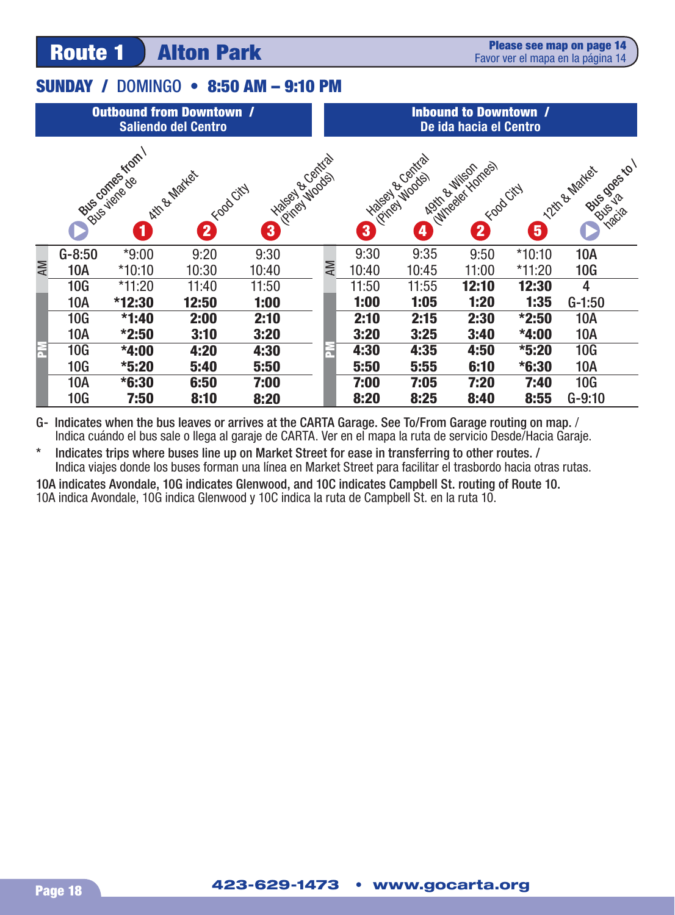# Route 1 Alton Park

Please see map on page 14
Favor ver el mapa en la página 14

## SUNDAY / DOMINGO • 8:50 AM – 9:10 PM

| | Outbound from Downtown / Saliendo del Centro | | | | | Inbound to Downtown / De ida hacia el Centro | | | | | |
|---|---|---|---|---|---|---|---|---|---|---|---|
| | Bus comes from / Bus viene de | 1 4th & Market | 2 Food City | 3 Halsey & Central (Piney Woods) | | 3 Halsey & Central (Piney Woods) | 4 49th & Wilson (Wheeler Homes) | 2 Food City | 5 12th & Market | Bus goes to / Bus va hacia |
| AM | G-8:50 | *9:00 | 9:20 | 9:30 | AM | 9:30 | 9:35 | 9:50 | *10:10 | **10A** |
| AM | **10A** | *10:10 | 10:30 | 10:40 | AM | 10:40 | 10:45 | 11:00 | *11:20 | **10G** |
| AM | 10G | *11:20 | 11:40 | 11:50 | AM | 11:50 | 11:55 | **12:10** | **12:30** | 4 |
| PM | 10A | ***12:30** | **12:50** | **1:00** | PM | **1:00** | **1:05** | **1:20** | **1:35** | G-1:50 |
| PM | 10G | ***1:40** | **2:00** | **2:10** | PM | **2:10** | **2:15** | **2:30** | ***2:50** | 10A |
| PM | 10A | ***2:50** | **3:10** | **3:20** | PM | **3:20** | **3:25** | **3:40** | ***4:00** | 10A |
| PM | 10G | ***4:00** | **4:20** | **4:30** | PM | **4:30** | **4:35** | **4:50** | ***5:20** | 10G |
| PM | 10G | ***5:20** | **5:40** | **5:50** | PM | **5:50** | **5:55** | **6:10** | ***6:30** | 10A |
| PM | 10A | ***6:30** | **6:50** | **7:00** | PM | **7:00** | **7:05** | **7:20** | **7:40** | 10G |
| PM | 10G | **7:50** | **8:10** | **8:20** | PM | **8:20** | **8:25** | **8:40** | **8:55** | G-9:10 |

G- Indicates when the bus leaves or arrives at the CARTA Garage. See To/From Garage routing on map. /
Indica cuándo el bus sale o llega al garaje de CARTA. Ver en el mapa la ruta de servicio Desde/Hacia Garaje.

* Indicates trips where buses line up on Market Street for ease in transferring to other routes. /
Indica viajes donde los buses forman una línea en Market Street para facilitar el trasbordo hacia otras rutas.

10A indicates Avondale, 10G indicates Glenwood, and 10C indicates Campbell St. routing of Route 10.
10A indica Avondale, 10G indica Glenwood y 10C indica la ruta de Campbell St. en la ruta 10.

423-629-1473 • www.gocarta.org